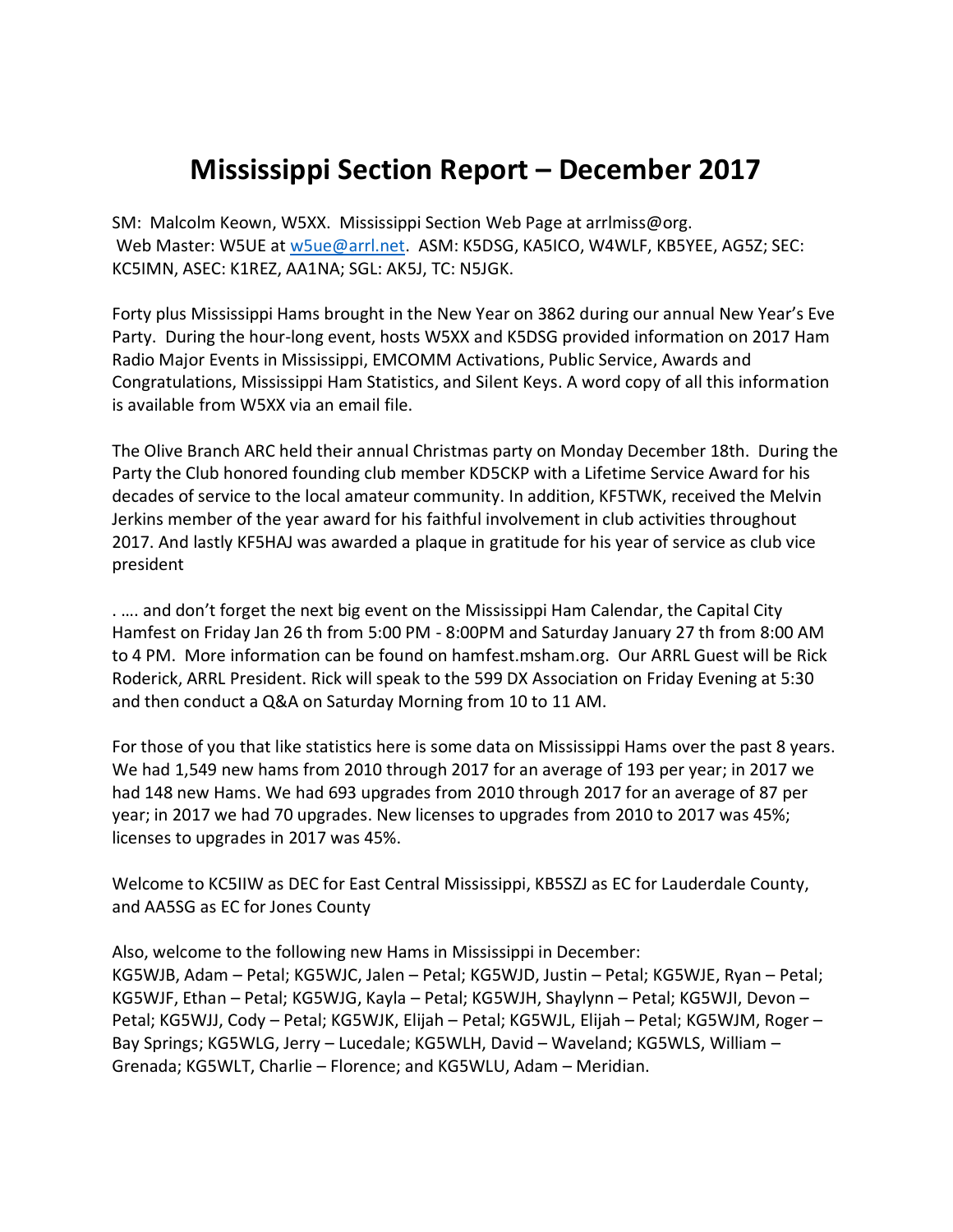# Mississippi Section Report – December 2017

SM: Malcolm Keown, W5XX. Mississippi Section Web Page at arrlmiss@org. Web Master: W5UE at w5ue@arrl.net. ASM: K5DSG, KA5ICO, W4WLF, KB5YEE, AG5Z; SEC: KC5IMN, ASEC: K1REZ, AA1NA; SGL: AK5J, TC: N5JGK.

Forty plus Mississippi Hams brought in the New Year on 3862 during our annual New Year's Eve Party. During the hour-long event, hosts W5XX and K5DSG provided information on 2017 Ham Radio Major Events in Mississippi, EMCOMM Activations, Public Service, Awards and Congratulations, Mississippi Ham Statistics, and Silent Keys. A word copy of all this information is available from W5XX via an email file.

The Olive Branch ARC held their annual Christmas party on Monday December 18th. During the Party the Club honored founding club member KD5CKP with a Lifetime Service Award for his decades of service to the local amateur community. In addition, KF5TWK, received the Melvin Jerkins member of the year award for his faithful involvement in club activities throughout 2017. And lastly KF5HAJ was awarded a plaque in gratitude for his year of service as club vice president

. …. and don't forget the next big event on the Mississippi Ham Calendar, the Capital City Hamfest on Friday Jan 26 th from 5:00 PM - 8:00PM and Saturday January 27 th from 8:00 AM to 4 PM. More information can be found on hamfest.msham.org. Our ARRL Guest will be Rick Roderick, ARRL President. Rick will speak to the 599 DX Association on Friday Evening at 5:30 and then conduct a Q&A on Saturday Morning from 10 to 11 AM.

For those of you that like statistics here is some data on Mississippi Hams over the past 8 years. We had 1,549 new hams from 2010 through 2017 for an average of 193 per year; in 2017 we had 148 new Hams. We had 693 upgrades from 2010 through 2017 for an average of 87 per year; in 2017 we had 70 upgrades. New licenses to upgrades from 2010 to 2017 was 45%; licenses to upgrades in 2017 was 45%.

Welcome to KC5IIW as DEC for East Central Mississippi, KB5SZJ as EC for Lauderdale County, and AA5SG as EC for Jones County

Also, welcome to the following new Hams in Mississippi in December:
KG5WJB, Adam – Petal; KG5WJC, Jalen – Petal; KG5WJD, Justin – Petal; KG5WJE, Ryan – Petal; KG5WJF, Ethan – Petal; KG5WJG, Kayla – Petal; KG5WJH, Shaylynn – Petal; KG5WJI, Devon – Petal; KG5WJJ, Cody – Petal; KG5WJK, Elijah – Petal; KG5WJL, Elijah – Petal; KG5WJM, Roger – Bay Springs; KG5WLG, Jerry – Lucedale; KG5WLH, David – Waveland; KG5WLS, William – Grenada; KG5WLT, Charlie – Florence; and KG5WLU, Adam – Meridian.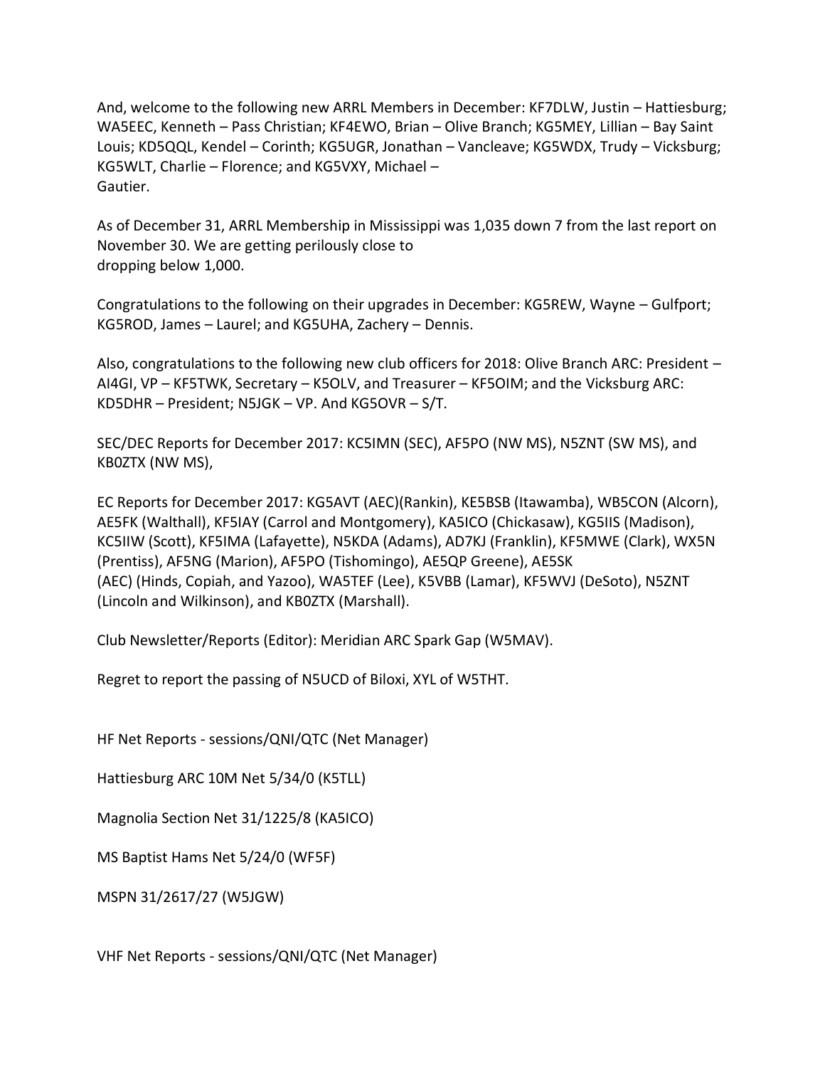And, welcome to the following new ARRL Members in December: KF7DLW, Justin – Hattiesburg; WA5EEC, Kenneth – Pass Christian; KF4EWO, Brian – Olive Branch; KG5MEY, Lillian – Bay Saint Louis; KD5QQL, Kendel – Corinth; KG5UGR, Jonathan – Vancleave; KG5WDX, Trudy – Vicksburg; KG5WLT, Charlie – Florence; and KG5VXY, Michael – Gautier.

As of December 31, ARRL Membership in Mississippi was 1,035 down 7 from the last report on November 30. We are getting perilously close to dropping below 1,000.

Congratulations to the following on their upgrades in December: KG5REW, Wayne – Gulfport; KG5ROD, James – Laurel; and KG5UHA, Zachery – Dennis.

Also, congratulations to the following new club officers for 2018: Olive Branch ARC: President – AI4GI, VP – KF5TWK, Secretary – K5OLV, and Treasurer – KF5OIM; and the Vicksburg ARC: KD5DHR – President; N5JGK – VP. And KG5OVR – S/T.

SEC/DEC Reports for December 2017: KC5IMN (SEC), AF5PO (NW MS), N5ZNT (SW MS), and KB0ZTX (NW MS),

EC Reports for December 2017: KG5AVT (AEC)(Rankin), KE5BSB (Itawamba), WB5CON (Alcorn), AE5FK (Walthall), KF5IAY (Carrol and Montgomery), KA5ICO (Chickasaw), KG5IIS (Madison), KC5IIW (Scott), KF5IMA (Lafayette), N5KDA (Adams), AD7KJ (Franklin), KF5MWE (Clark), WX5N (Prentiss), AF5NG (Marion), AF5PO (Tishomingo), AE5QP Greene), AE5SK (AEC) (Hinds, Copiah, and Yazoo), WA5TEF (Lee), K5VBB (Lamar), KF5WVJ (DeSoto), N5ZNT (Lincoln and Wilkinson), and KB0ZTX (Marshall).

Club Newsletter/Reports (Editor): Meridian ARC Spark Gap (W5MAV).

Regret to report the passing of N5UCD of Biloxi, XYL of W5THT.

HF Net Reports - sessions/QNI/QTC (Net Manager)

Hattiesburg ARC 10M Net 5/34/0 (K5TLL)

Magnolia Section Net 31/1225/8 (KA5ICO)

MS Baptist Hams Net 5/24/0 (WF5F)

MSPN 31/2617/27 (W5JGW)

VHF Net Reports - sessions/QNI/QTC (Net Manager)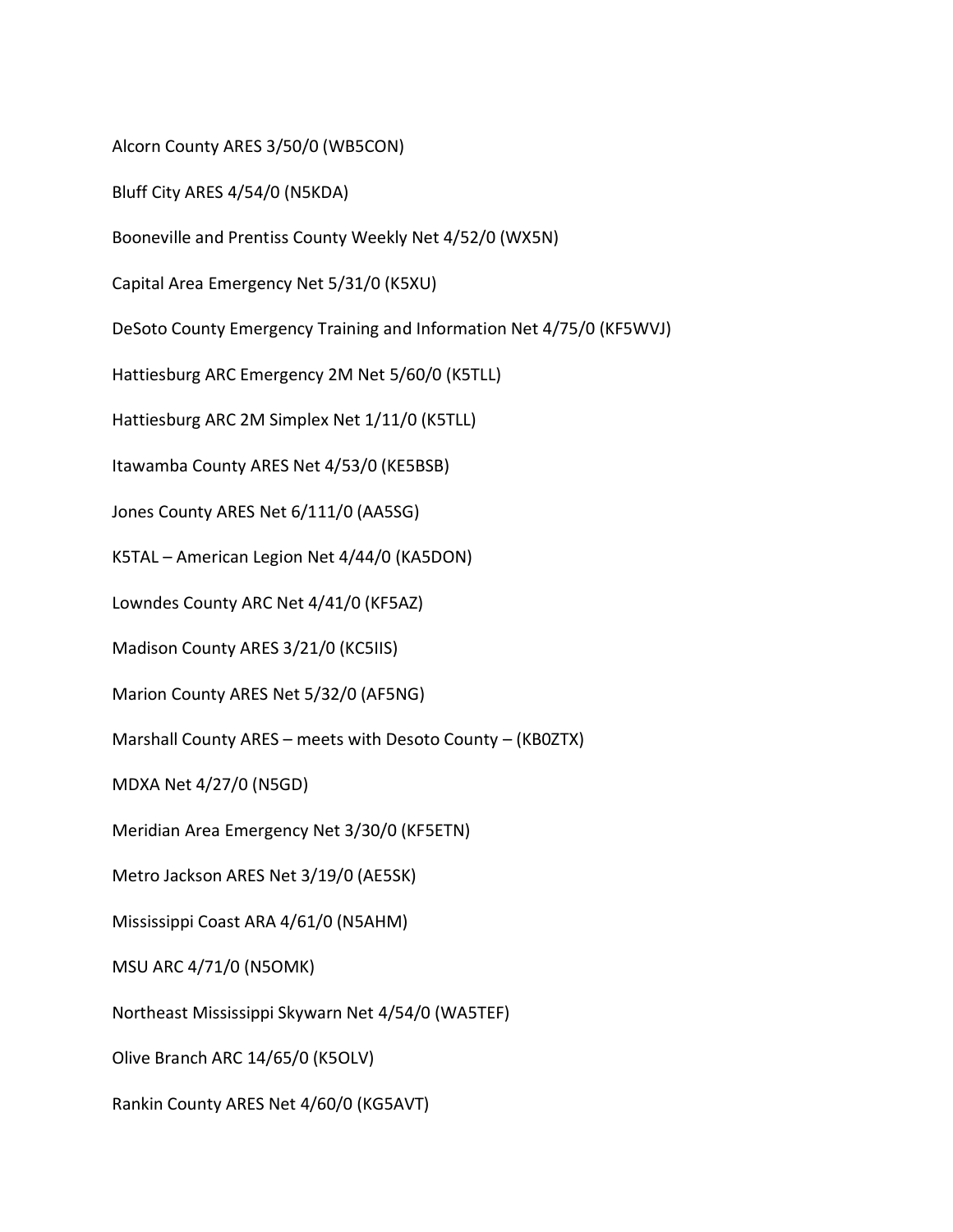Alcorn County ARES 3/50/0 (WB5CON)

Bluff City ARES 4/54/0 (N5KDA)

Booneville and Prentiss County Weekly Net 4/52/0 (WX5N)

Capital Area Emergency Net 5/31/0 (K5XU)

DeSoto County Emergency Training and Information Net 4/75/0 (KF5WVJ)

Hattiesburg ARC Emergency 2M Net 5/60/0 (K5TLL)

Hattiesburg ARC 2M Simplex Net 1/11/0 (K5TLL)

Itawamba County ARES Net 4/53/0 (KE5BSB)

Jones County ARES Net 6/111/0 (AA5SG)

K5TAL – American Legion Net 4/44/0 (KA5DON)

Lowndes County ARC Net 4/41/0 (KF5AZ)

Madison County ARES 3/21/0 (KC5IIS)

Marion County ARES Net 5/32/0 (AF5NG)

Marshall County ARES – meets with Desoto County – (KB0ZTX)

MDXA Net 4/27/0 (N5GD)

Meridian Area Emergency Net 3/30/0 (KF5ETN)

Metro Jackson ARES Net 3/19/0 (AE5SK)

Mississippi Coast ARA 4/61/0 (N5AHM)

MSU ARC 4/71/0 (N5OMK)

Northeast Mississippi Skywarn Net 4/54/0 (WA5TEF)

Olive Branch ARC 14/65/0 (K5OLV)

Rankin County ARES Net 4/60/0 (KG5AVT)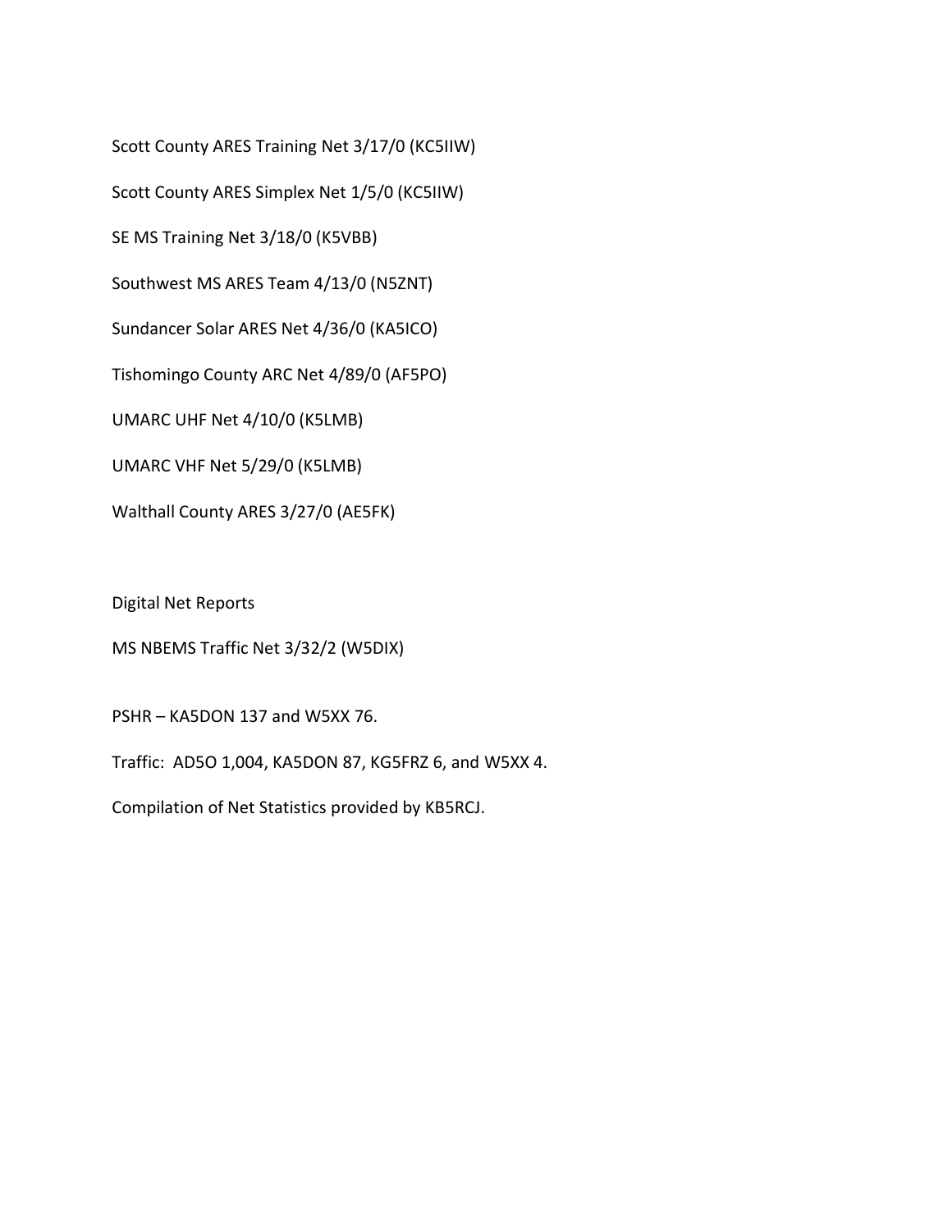Scott County ARES Training Net 3/17/0 (KC5IIW)

Scott County ARES Simplex Net 1/5/0 (KC5IIW)

SE MS Training Net 3/18/0 (K5VBB)

Southwest MS ARES Team 4/13/0 (N5ZNT)

Sundancer Solar ARES Net 4/36/0 (KA5ICO)

Tishomingo County ARC Net 4/89/0 (AF5PO)

UMARC UHF Net 4/10/0 (K5LMB)

UMARC VHF Net 5/29/0 (K5LMB)

Walthall County ARES 3/27/0 (AE5FK)

Digital Net Reports

MS NBEMS Traffic Net 3/32/2 (W5DIX)

PSHR – KA5DON 137 and W5XX 76.

Traffic: AD5O 1,004, KA5DON 87, KG5FRZ 6, and W5XX 4.

Compilation of Net Statistics provided by KB5RCJ.